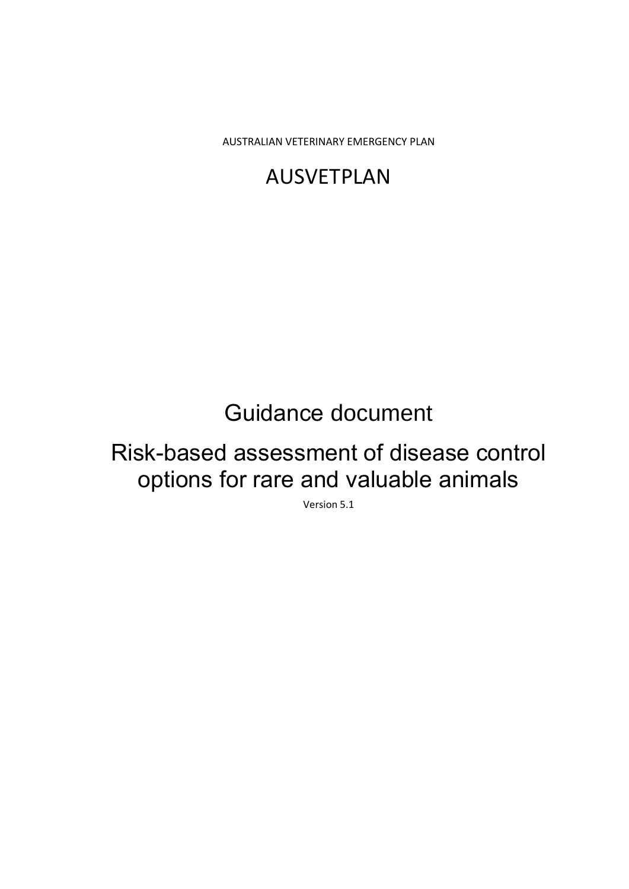AUSTRALIAN VETERINARY EMERGENCY PLAN

# AUSVETPLAN

## Guidance document

# Risk-based assessment of disease control options for rare and valuable animals

Version 5.1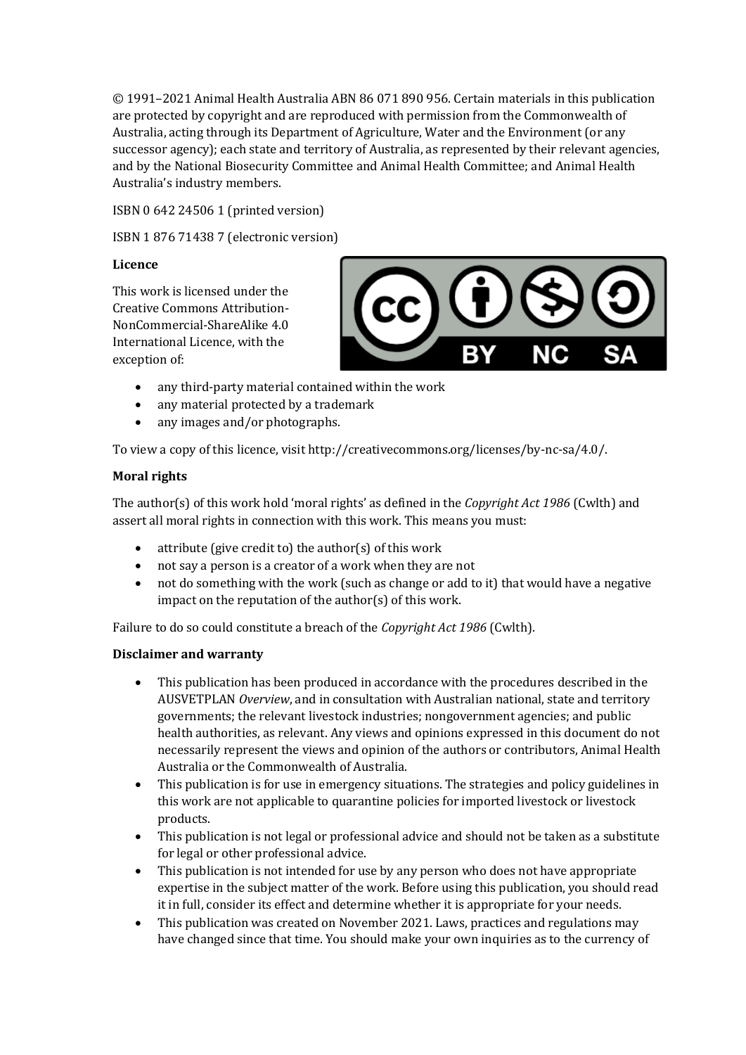© 1991–2021 Animal Health Australia ABN 86 071 890 956. Certain materials in this publication are protected by copyright and are reproduced with permission from the Commonwealth of Australia, acting through its Department of Agriculture, Water and the Environment (or any successor agency); each state and territory of Australia, as represented by their relevant agencies, and by the National Biosecurity Committee and Animal Health Committee; and Animal Health Australia's industry members.

ISBN 0 642 24506 1 (printed version)

ISBN 1 876 71438 7 (electronic version)

**Licence**

This work is licensed under the Creative Commons Attribution-NonCommercial-ShareAlike 4.0 International Licence, with the exception of:

- any third-party material contained within the work
- any material protected by a trademark
- any images and/or photographs.

To view a copy of this licence, visit http://creativecommons.org/licenses/by-nc-sa/4.0/.

**Moral rights**

The author(s) of this work hold 'moral rights' as defined in the *Copyright Act 1986* (Cwlth) and assert all moral rights in connection with this work. This means you must:

- attribute (give credit to) the author(s) of this work
- not say a person is a creator of a work when they are not
- not do something with the work (such as change or add to it) that would have a negative impact on the reputation of the author(s) of this work.

Failure to do so could constitute a breach of the *Copyright Act 1986* (Cwlth).

**Disclaimer and warranty**

- This publication has been produced in accordance with the procedures described in the AUSVETPLAN *Overview*, and in consultation with Australian national, state and territory governments; the relevant livestock industries; nongovernment agencies; and public health authorities, as relevant. Any views and opinions expressed in this document do not necessarily represent the views and opinion of the authors or contributors, Animal Health Australia or the Commonwealth of Australia.
- This publication is for use in emergency situations. The strategies and policy guidelines in this work are not applicable to quarantine policies for imported livestock or livestock products.
- This publication is not legal or professional advice and should not be taken as a substitute for legal or other professional advice.
- This publication is not intended for use by any person who does not have appropriate expertise in the subject matter of the work. Before using this publication, you should read it in full, consider its effect and determine whether it is appropriate for your needs.
- This publication was created on November 2021. Laws, practices and regulations may have changed since that time. You should make your own inquiries as to the currency of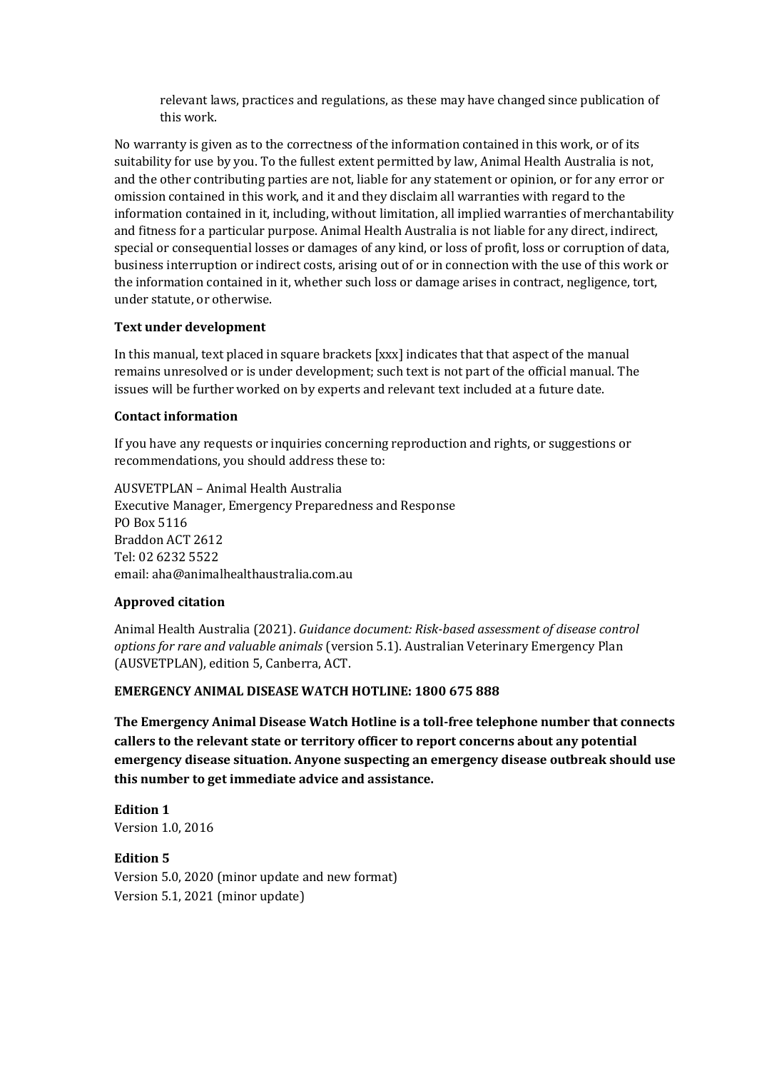relevant laws, practices and regulations, as these may have changed since publication of this work.

No warranty is given as to the correctness of the information contained in this work, or of its suitability for use by you. To the fullest extent permitted by law, Animal Health Australia is not, and the other contributing parties are not, liable for any statement or opinion, or for any error or omission contained in this work, and it and they disclaim all warranties with regard to the information contained in it, including, without limitation, all implied warranties of merchantability and fitness for a particular purpose. Animal Health Australia is not liable for any direct, indirect, special or consequential losses or damages of any kind, or loss of profit, loss or corruption of data, business interruption or indirect costs, arising out of or in connection with the use of this work or the information contained in it, whether such loss or damage arises in contract, negligence, tort, under statute, or otherwise.

**Text under development**

In this manual, text placed in square brackets [xxx] indicates that that aspect of the manual remains unresolved or is under development; such text is not part of the official manual. The issues will be further worked on by experts and relevant text included at a future date.

**Contact information**

If you have any requests or inquiries concerning reproduction and rights, or suggestions or recommendations, you should address these to:

AUSVETPLAN – Animal Health Australia
Executive Manager, Emergency Preparedness and Response
PO Box 5116
Braddon ACT 2612
Tel: 02 6232 5522
email: aha@animalhealthaustralia.com.au

**Approved citation**

Animal Health Australia (2021). *Guidance document: Risk-based assessment of disease control options for rare and valuable animals* (version 5.1). Australian Veterinary Emergency Plan (AUSVETPLAN), edition 5, Canberra, ACT.

**EMERGENCY ANIMAL DISEASE WATCH HOTLINE: 1800 675 888**

**The Emergency Animal Disease Watch Hotline is a toll-free telephone number that connects callers to the relevant state or territory officer to report concerns about any potential emergency disease situation. Anyone suspecting an emergency disease outbreak should use this number to get immediate advice and assistance.**

**Edition 1**
Version 1.0, 2016

**Edition 5**
Version 5.0, 2020 (minor update and new format)
Version 5.1, 2021 (minor update)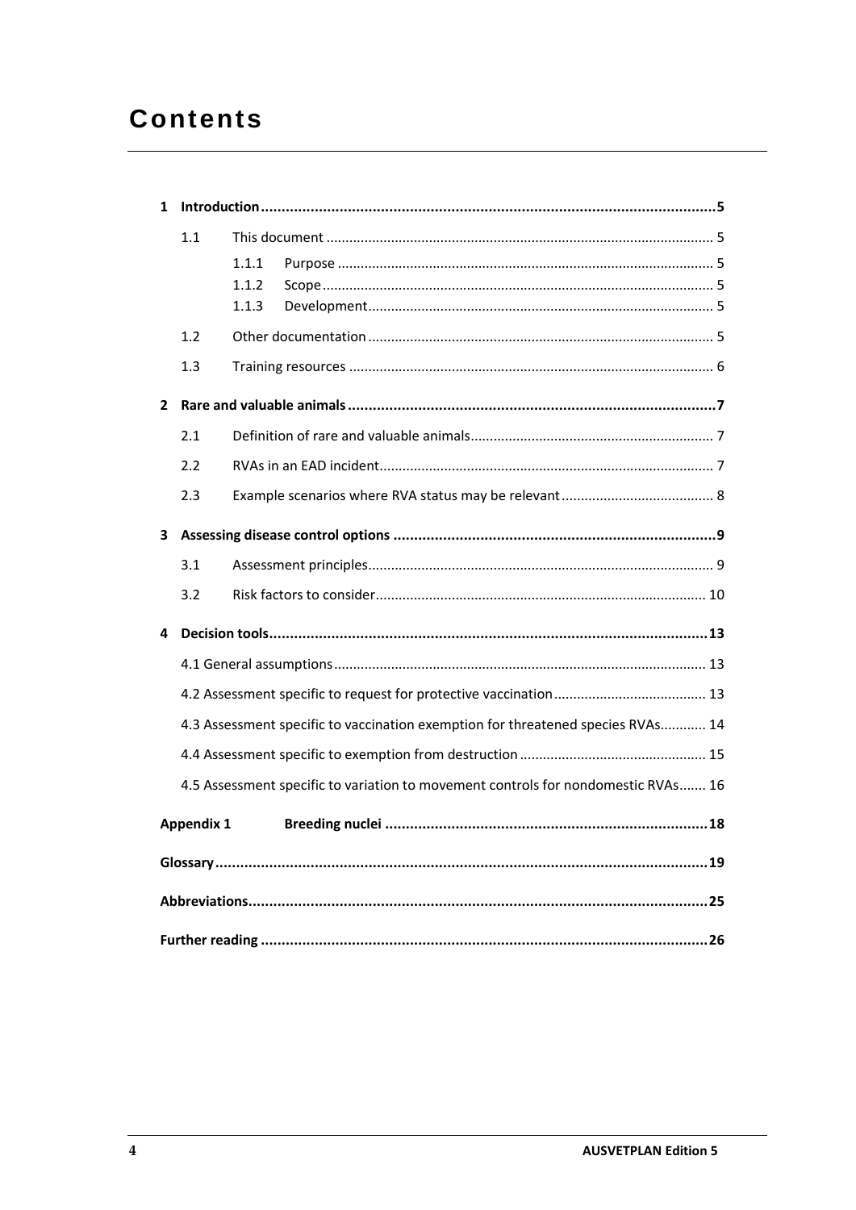# Contents

1 Introduction ... 5
- 1.1 This document ... 5
  - 1.1.1 Purpose ... 5
  - 1.1.2 Scope ... 5
  - 1.1.3 Development ... 5
- 1.2 Other documentation ... 5
- 1.3 Training resources ... 6

2 Rare and valuable animals ... 7
- 2.1 Definition of rare and valuable animals ... 7
- 2.2 RVAs in an EAD incident ... 7
- 2.3 Example scenarios where RVA status may be relevant ... 8

3 Assessing disease control options ... 9
- 3.1 Assessment principles ... 9
- 3.2 Risk factors to consider ... 10

4 Decision tools ... 13
- 4.1 General assumptions ... 13
- 4.2 Assessment specific to request for protective vaccination ... 13
- 4.3 Assessment specific to vaccination exemption for threatened species RVAs ... 14
- 4.4 Assessment specific to exemption from destruction ... 15
- 4.5 Assessment specific to variation to movement controls for nondomestic RVAs ... 16

Appendix 1 Breeding nuclei ... 18

Glossary ... 19

Abbreviations ... 25

Further reading ... 26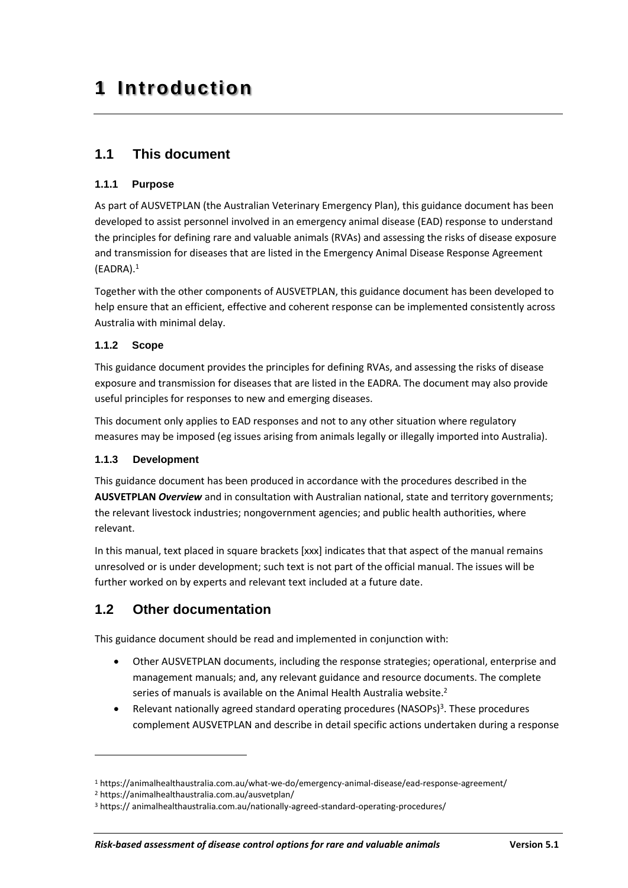# 1 Introduction

## 1.1 This document

### 1.1.1 Purpose

As part of AUSVETPLAN (the Australian Veterinary Emergency Plan), this guidance document has been developed to assist personnel involved in an emergency animal disease (EAD) response to understand the principles for defining rare and valuable animals (RVAs) and assessing the risks of disease exposure and transmission for diseases that are listed in the Emergency Animal Disease Response Agreement (EADRA).[1]

Together with the other components of AUSVETPLAN, this guidance document has been developed to help ensure that an efficient, effective and coherent response can be implemented consistently across Australia with minimal delay.

### 1.1.2 Scope

This guidance document provides the principles for defining RVAs, and assessing the risks of disease exposure and transmission for diseases that are listed in the EADRA. The document may also provide useful principles for responses to new and emerging diseases.

This document only applies to EAD responses and not to any other situation where regulatory measures may be imposed (eg issues arising from animals legally or illegally imported into Australia).

### 1.1.3 Development

This guidance document has been produced in accordance with the procedures described in the **AUSVETPLAN *Overview*** and in consultation with Australian national, state and territory governments; the relevant livestock industries; nongovernment agencies; and public health authorities, where relevant.

In this manual, text placed in square brackets [xxx] indicates that that aspect of the manual remains unresolved or is under development; such text is not part of the official manual. The issues will be further worked on by experts and relevant text included at a future date.

## 1.2 Other documentation

This guidance document should be read and implemented in conjunction with:

- Other AUSVETPLAN documents, including the response strategies; operational, enterprise and management manuals; and, any relevant guidance and resource documents. The complete series of manuals is available on the Animal Health Australia website.[2]
- Relevant nationally agreed standard operating procedures (NASOPs)[3]. These procedures complement AUSVETPLAN and describe in detail specific actions undertaken during a response

---

[1] https://animalhealthaustralia.com.au/what-we-do/emergency-animal-disease/ead-response-agreement/

[2] https://animalhealthaustralia.com.au/ausvetplan/

[3] https:// animalhealthaustralia.com.au/nationally-agreed-standard-operating-procedures/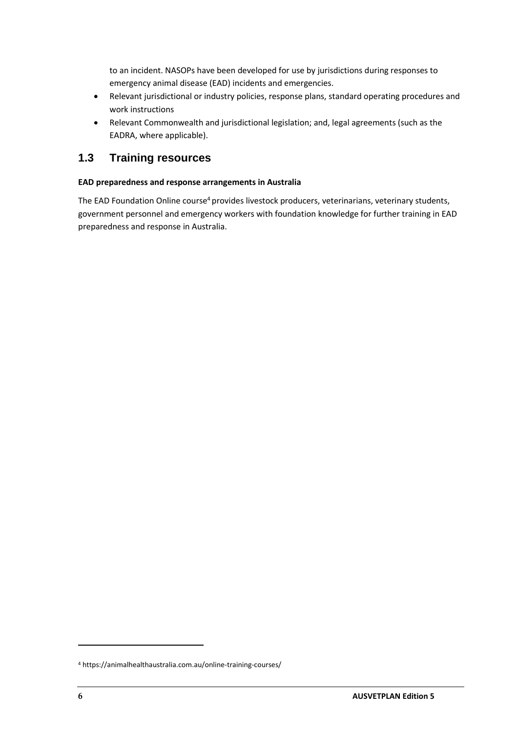to an incident. NASOPs have been developed for use by jurisdictions during responses to emergency animal disease (EAD) incidents and emergencies.

- Relevant jurisdictional or industry policies, response plans, standard operating procedures and work instructions
- Relevant Commonwealth and jurisdictional legislation; and, legal agreements (such as the EADRA, where applicable).

## 1.3 Training resources

**EAD preparedness and response arrangements in Australia**

The EAD Foundation Online course[4] provides livestock producers, veterinarians, veterinary students, government personnel and emergency workers with foundation knowledge for further training in EAD preparedness and response in Australia.

[4] https://animalhealthaustralia.com.au/online-training-courses/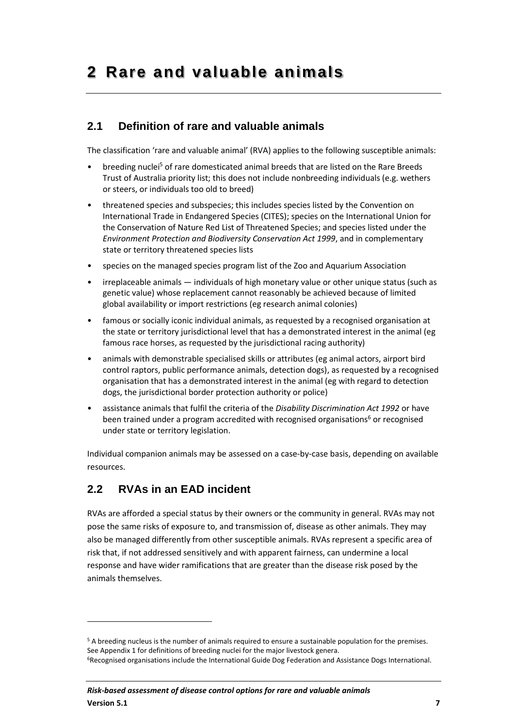# 2 Rare and valuable animals

## 2.1 Definition of rare and valuable animals

The classification 'rare and valuable animal' (RVA) applies to the following susceptible animals:

- breeding nuclei[5] of rare domesticated animal breeds that are listed on the Rare Breeds Trust of Australia priority list; this does not include nonbreeding individuals (e.g. wethers or steers, or individuals too old to breed)
- threatened species and subspecies; this includes species listed by the Convention on International Trade in Endangered Species (CITES); species on the International Union for the Conservation of Nature Red List of Threatened Species; and species listed under the *Environment Protection and Biodiversity Conservation Act 1999*, and in complementary state or territory threatened species lists
- species on the managed species program list of the Zoo and Aquarium Association
- irreplaceable animals — individuals of high monetary value or other unique status (such as genetic value) whose replacement cannot reasonably be achieved because of limited global availability or import restrictions (eg research animal colonies)
- famous or socially iconic individual animals, as requested by a recognised organisation at the state or territory jurisdictional level that has a demonstrated interest in the animal (eg famous race horses, as requested by the jurisdictional racing authority)
- animals with demonstrable specialised skills or attributes (eg animal actors, airport bird control raptors, public performance animals, detection dogs), as requested by a recognised organisation that has a demonstrated interest in the animal (eg with regard to detection dogs, the jurisdictional border protection authority or police)
- assistance animals that fulfil the criteria of the *Disability Discrimination Act 1992* or have been trained under a program accredited with recognised organisations[6] or recognised under state or territory legislation.

Individual companion animals may be assessed on a case-by-case basis, depending on available resources.

## 2.2 RVAs in an EAD incident

RVAs are afforded a special status by their owners or the community in general. RVAs may not pose the same risks of exposure to, and transmission of, disease as other animals. They may also be managed differently from other susceptible animals. RVAs represent a specific area of risk that, if not addressed sensitively and with apparent fairness, can undermine a local response and have wider ramifications that are greater than the disease risk posed by the animals themselves.

---

[5] A breeding nucleus is the number of animals required to ensure a sustainable population for the premises. See Appendix 1 for definitions of breeding nuclei for the major livestock genera.

[6] Recognised organisations include the International Guide Dog Federation and Assistance Dogs International.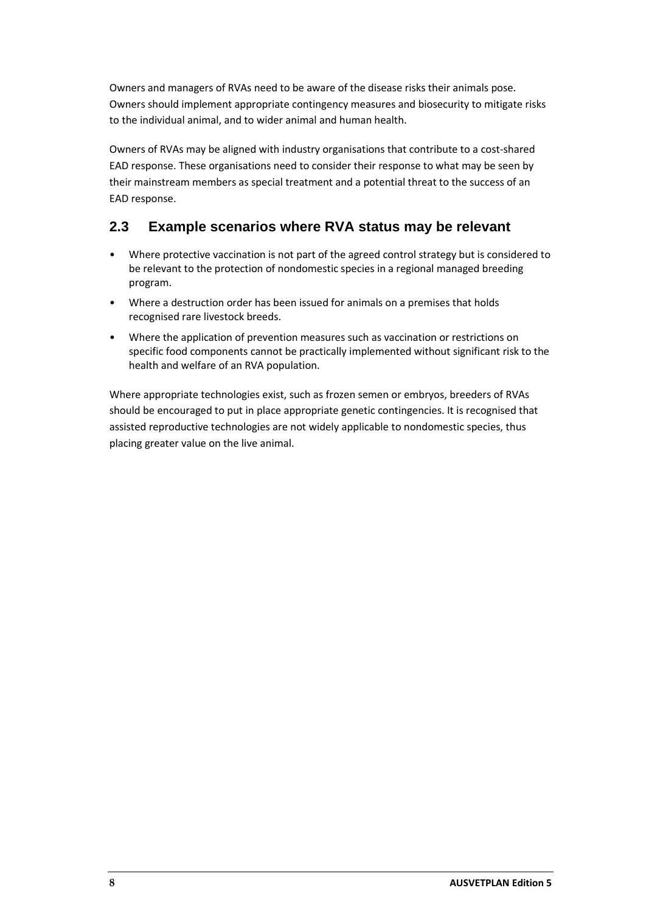Owners and managers of RVAs need to be aware of the disease risks their animals pose. Owners should implement appropriate contingency measures and biosecurity to mitigate risks to the individual animal, and to wider animal and human health.

Owners of RVAs may be aligned with industry organisations that contribute to a cost-shared EAD response. These organisations need to consider their response to what may be seen by their mainstream members as special treatment and a potential threat to the success of an EAD response.

## 2.3 Example scenarios where RVA status may be relevant

- Where protective vaccination is not part of the agreed control strategy but is considered to be relevant to the protection of nondomestic species in a regional managed breeding program.
- Where a destruction order has been issued for animals on a premises that holds recognised rare livestock breeds.
- Where the application of prevention measures such as vaccination or restrictions on specific food components cannot be practically implemented without significant risk to the health and welfare of an RVA population.

Where appropriate technologies exist, such as frozen semen or embryos, breeders of RVAs should be encouraged to put in place appropriate genetic contingencies. It is recognised that assisted reproductive technologies are not widely applicable to nondomestic species, thus placing greater value on the live animal.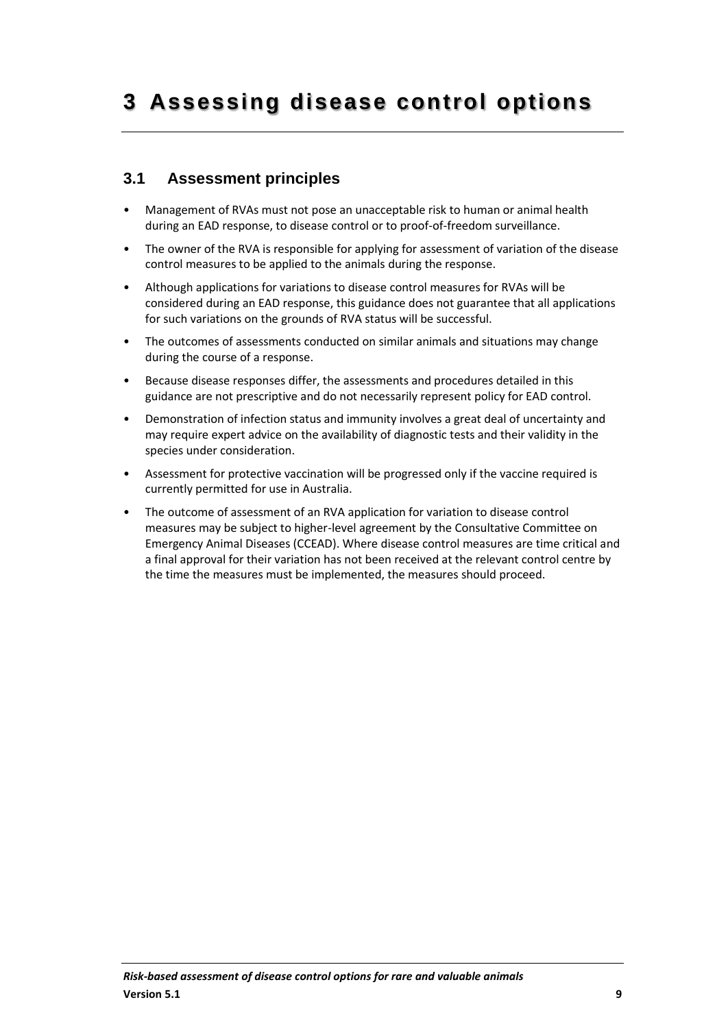# 3 Assessing disease control options

## 3.1 Assessment principles

- Management of RVAs must not pose an unacceptable risk to human or animal health during an EAD response, to disease control or to proof-of-freedom surveillance.
- The owner of the RVA is responsible for applying for assessment of variation of the disease control measures to be applied to the animals during the response.
- Although applications for variations to disease control measures for RVAs will be considered during an EAD response, this guidance does not guarantee that all applications for such variations on the grounds of RVA status will be successful.
- The outcomes of assessments conducted on similar animals and situations may change during the course of a response.
- Because disease responses differ, the assessments and procedures detailed in this guidance are not prescriptive and do not necessarily represent policy for EAD control.
- Demonstration of infection status and immunity involves a great deal of uncertainty and may require expert advice on the availability of diagnostic tests and their validity in the species under consideration.
- Assessment for protective vaccination will be progressed only if the vaccine required is currently permitted for use in Australia.
- The outcome of assessment of an RVA application for variation to disease control measures may be subject to higher-level agreement by the Consultative Committee on Emergency Animal Diseases (CCEAD). Where disease control measures are time critical and a final approval for their variation has not been received at the relevant control centre by the time the measures must be implemented, the measures should proceed.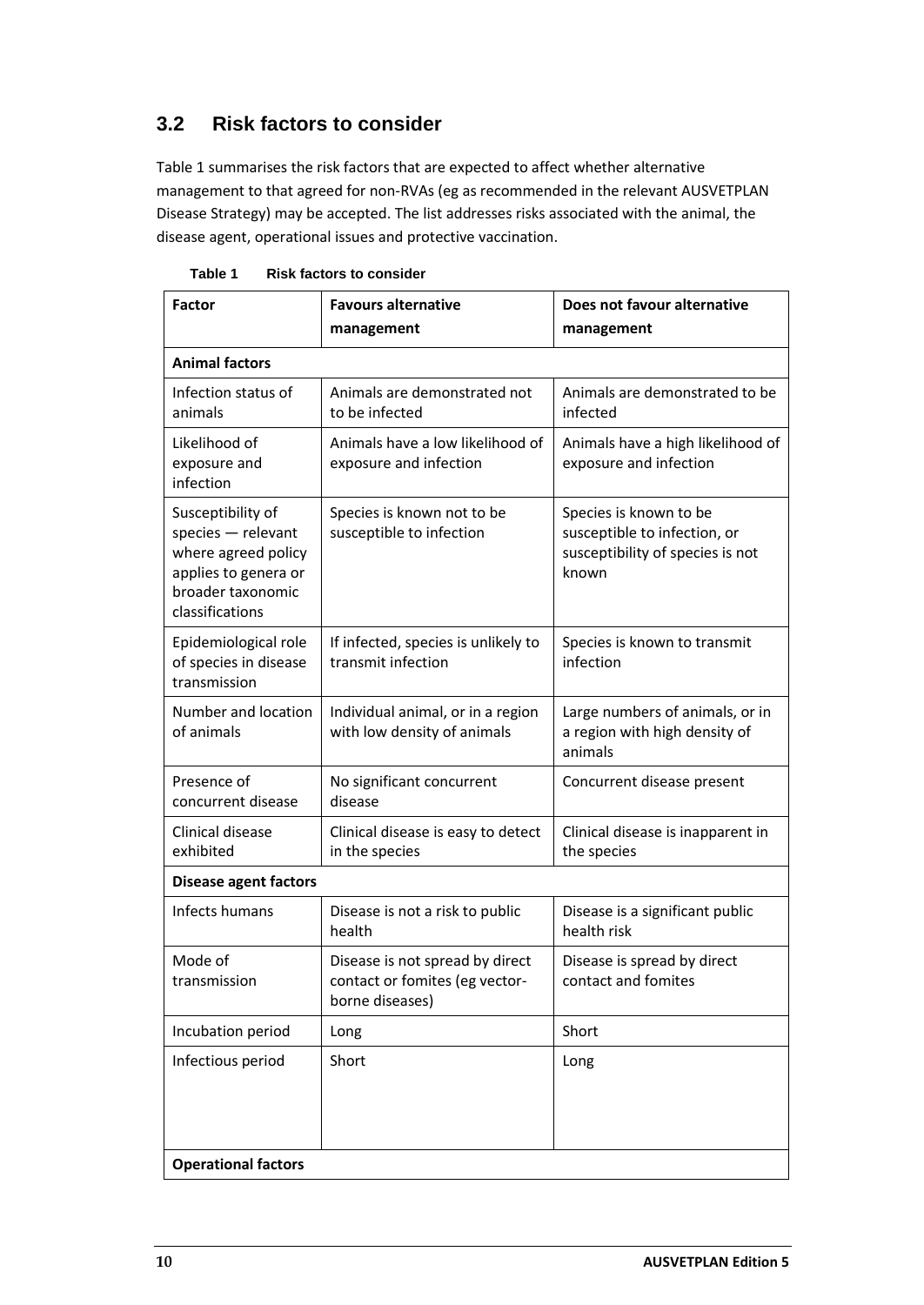## 3.2 Risk factors to consider

Table 1 summarises the risk factors that are expected to affect whether alternative management to that agreed for non-RVAs (eg as recommended in the relevant AUSVETPLAN Disease Strategy) may be accepted. The list addresses risks associated with the animal, the disease agent, operational issues and protective vaccination.

**Table 1 Risk factors to consider**

| Factor | Favours alternative management | Does not favour alternative management |
|---|---|---|
| **Animal factors** | | |
| Infection status of animals | Animals are demonstrated not to be infected | Animals are demonstrated to be infected |
| Likelihood of exposure and infection | Animals have a low likelihood of exposure and infection | Animals have a high likelihood of exposure and infection |
| Susceptibility of species — relevant where agreed policy applies to genera or broader taxonomic classifications | Species is known not to be susceptible to infection | Species is known to be susceptible to infection, or susceptibility of species is not known |
| Epidemiological role of species in disease transmission | If infected, species is unlikely to transmit infection | Species is known to transmit infection |
| Number and location of animals | Individual animal, or in a region with low density of animals | Large numbers of animals, or in a region with high density of animals |
| Presence of concurrent disease | No significant concurrent disease | Concurrent disease present |
| Clinical disease exhibited | Clinical disease is easy to detect in the species | Clinical disease is inapparent in the species |
| **Disease agent factors** | | |
| Infects humans | Disease is not a risk to public health | Disease is a significant public health risk |
| Mode of transmission | Disease is not spread by direct contact or fomites (eg vector-borne diseases) | Disease is spread by direct contact and fomites |
| Incubation period | Long | Short |
| Infectious period | Short | Long |
| **Operational factors** | | |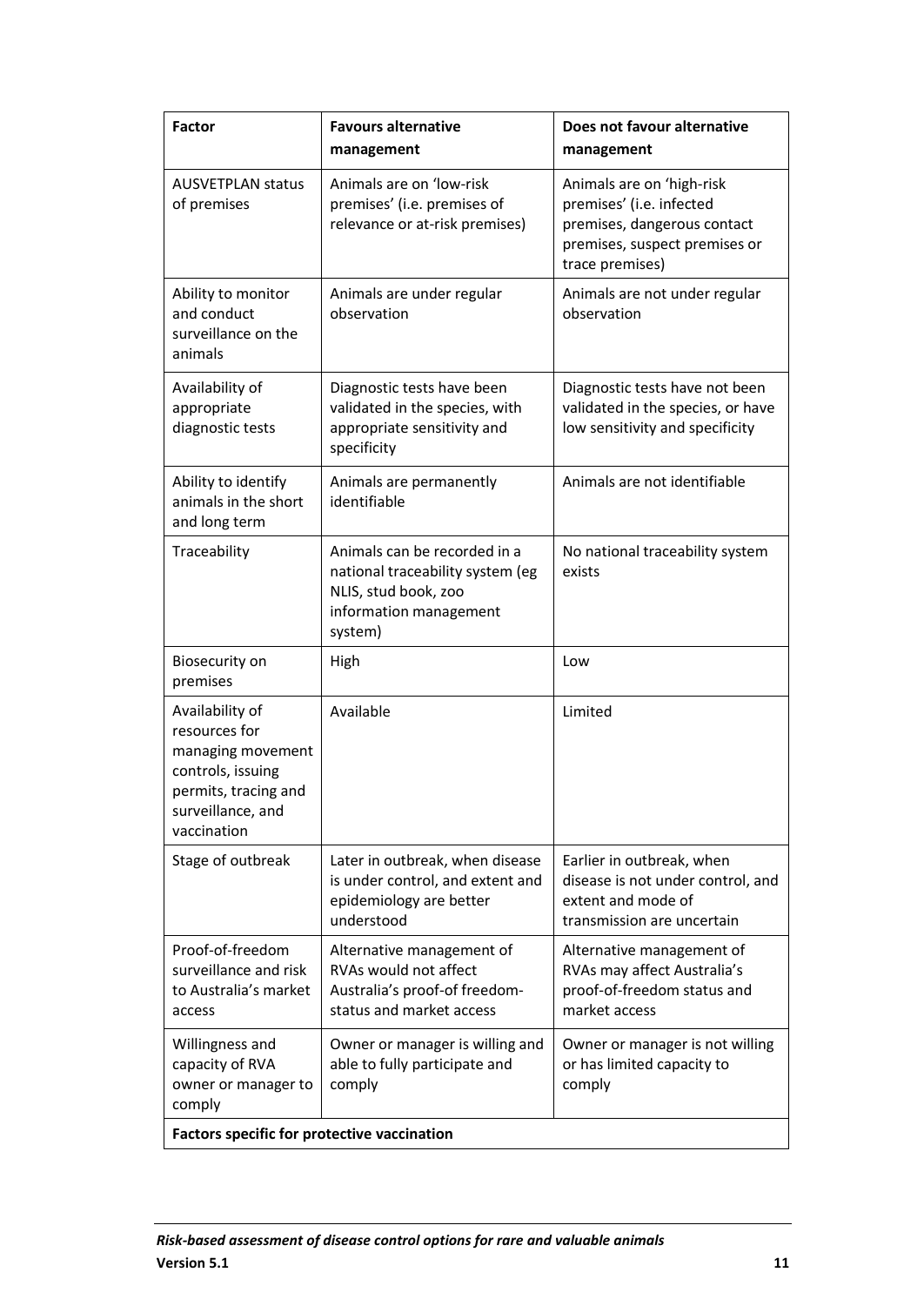| Factor | Favours alternative management | Does not favour alternative management |
| --- | --- | --- |
| AUSVETPLAN status of premises | Animals are on 'low-risk premises' (i.e. premises of relevance or at-risk premises) | Animals are on 'high-risk premises' (i.e. infected premises, dangerous contact premises, suspect premises or trace premises) |
| Ability to monitor and conduct surveillance on the animals | Animals are under regular observation | Animals are not under regular observation |
| Availability of appropriate diagnostic tests | Diagnostic tests have been validated in the species, with appropriate sensitivity and specificity | Diagnostic tests have not been validated in the species, or have low sensitivity and specificity |
| Ability to identify animals in the short and long term | Animals are permanently identifiable | Animals are not identifiable |
| Traceability | Animals can be recorded in a national traceability system (eg NLIS, stud book, zoo information management system) | No national traceability system exists |
| Biosecurity on premises | High | Low |
| Availability of resources for managing movement controls, issuing permits, tracing and surveillance, and vaccination | Available | Limited |
| Stage of outbreak | Later in outbreak, when disease is under control, and extent and epidemiology are better understood | Earlier in outbreak, when disease is not under control, and extent and mode of transmission are uncertain |
| Proof-of-freedom surveillance and risk to Australia's market access | Alternative management of RVAs would not affect Australia's proof-of freedom-status and market access | Alternative management of RVAs may affect Australia's proof-of-freedom status and market access |
| Willingness and capacity of RVA owner or manager to comply | Owner or manager is willing and able to fully participate and comply | Owner or manager is not willing or has limited capacity to comply |
| **Factors specific for protective vaccination** | | |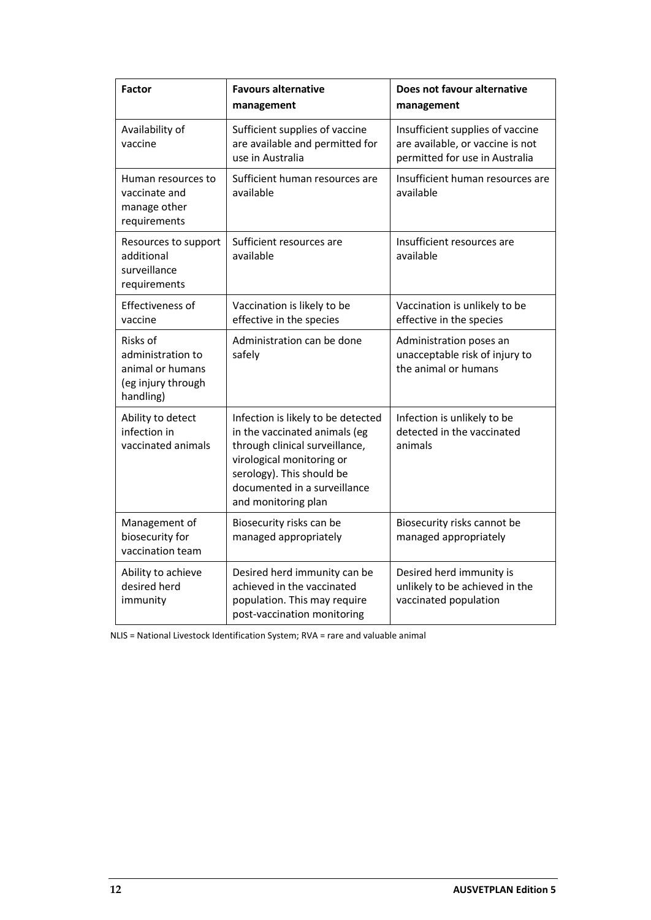| Factor | Favours alternative management | Does not favour alternative management |
| --- | --- | --- |
| Availability of vaccine | Sufficient supplies of vaccine are available and permitted for use in Australia | Insufficient supplies of vaccine are available, or vaccine is not permitted for use in Australia |
| Human resources to vaccinate and manage other requirements | Sufficient human resources are available | Insufficient human resources are available |
| Resources to support additional surveillance requirements | Sufficient resources are available | Insufficient resources are available |
| Effectiveness of vaccine | Vaccination is likely to be effective in the species | Vaccination is unlikely to be effective in the species |
| Risks of administration to animal or humans (eg injury through handling) | Administration can be done safely | Administration poses an unacceptable risk of injury to the animal or humans |
| Ability to detect infection in vaccinated animals | Infection is likely to be detected in the vaccinated animals (eg through clinical surveillance, virological monitoring or serology). This should be documented in a surveillance and monitoring plan | Infection is unlikely to be detected in the vaccinated animals |
| Management of biosecurity for vaccination team | Biosecurity risks can be managed appropriately | Biosecurity risks cannot be managed appropriately |
| Ability to achieve desired herd immunity | Desired herd immunity can be achieved in the vaccinated population. This may require post-vaccination monitoring | Desired herd immunity is unlikely to be achieved in the vaccinated population |

NLIS = National Livestock Identification System; RVA = rare and valuable animal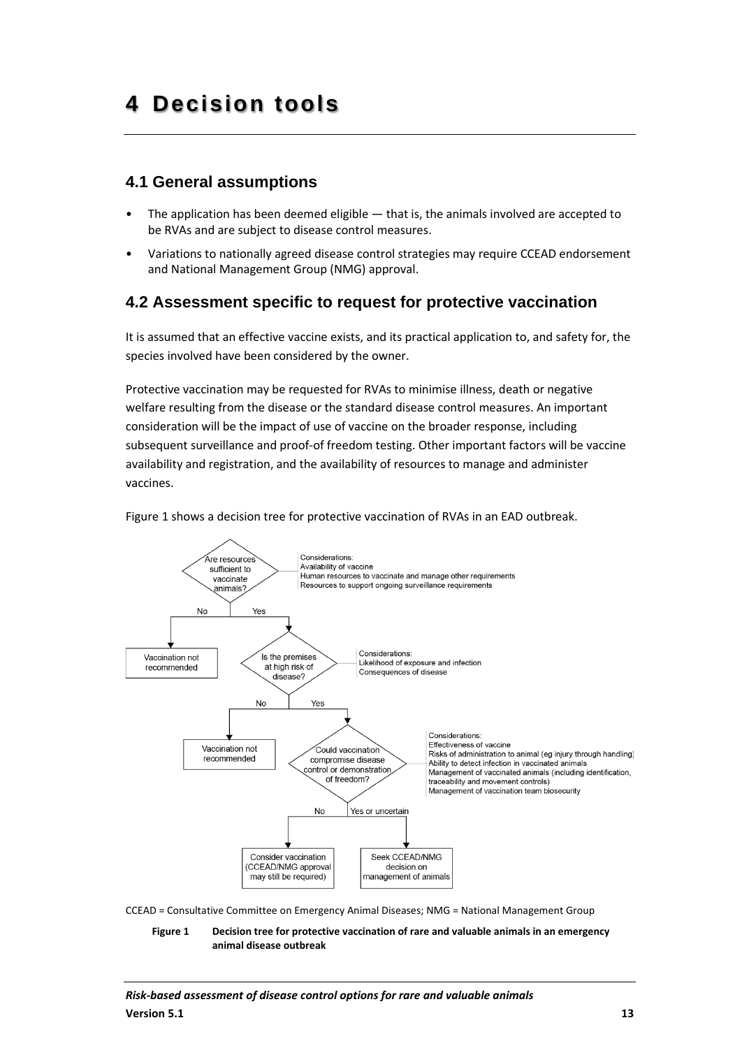# 4 Decision tools

## 4.1 General assumptions

- The application has been deemed eligible — that is, the animals involved are accepted to be RVAs and are subject to disease control measures.
- Variations to nationally agreed disease control strategies may require CCEAD endorsement and National Management Group (NMG) approval.

## 4.2 Assessment specific to request for protective vaccination

It is assumed that an effective vaccine exists, and its practical application to, and safety for, the species involved have been considered by the owner.

Protective vaccination may be requested for RVAs to minimise illness, death or negative welfare resulting from the disease or the standard disease control measures. An important consideration will be the impact of use of vaccine on the broader response, including subsequent surveillance and proof-of freedom testing. Other important factors will be vaccine availability and registration, and the availability of resources to manage and administer vaccines.

Figure 1 shows a decision tree for protective vaccination of RVAs in an EAD outbreak.

**Are resources sufficient to vaccinate animals?**

Considerations:
Availability of vaccine
Human resources to vaccinate and manage other requirements
Resources to support ongoing surveillance requirements

- No → Vaccination not recommended
- Yes → **Is the premises at high risk of disease?**

Considerations:
Likelihood of exposure and infection
Consequences of disease

- No → Vaccination not recommended
- Yes → **Could vaccination compromise disease control or demonstration of freedom?**

Considerations:
Effectiveness of vaccine
Risks of administration to animal (eg injury through handling)
Ability to detect infection in vaccinated animals
Management of vaccinated animals (including identification, traceability and movement controls)
Management of vaccination team biosecurity

- No → Consider vaccination (CCEAD/NMG approval may still be required)
- Yes or uncertain → Seek CCEAD/NMG decision on management of animals

CCEAD = Consultative Committee on Emergency Animal Diseases; NMG = National Management Group

**Figure 1 Decision tree for protective vaccination of rare and valuable animals in an emergency animal disease outbreak**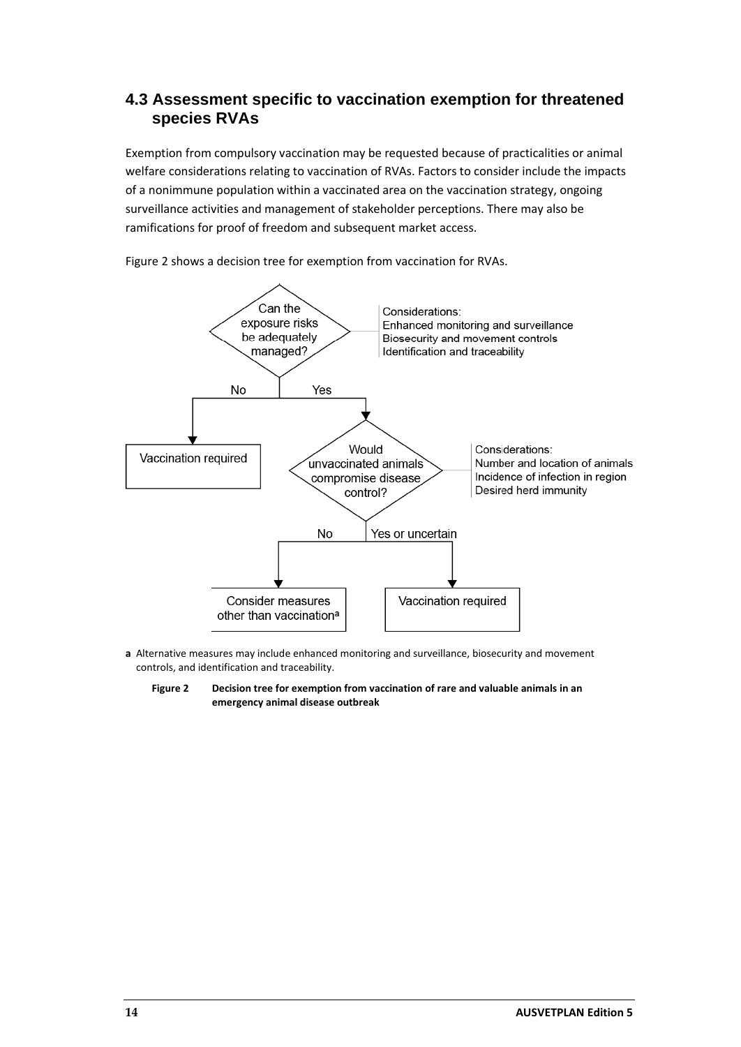## 4.3 Assessment specific to vaccination exemption for threatened species RVAs

Exemption from compulsory vaccination may be requested because of practicalities or animal welfare considerations relating to vaccination of RVAs. Factors to consider include the impacts of a nonimmune population within a vaccinated area on the vaccination strategy, ongoing surveillance activities and management of stakeholder perceptions. There may also be ramifications for proof of freedom and subsequent market access.

Figure 2 shows a decision tree for exemption from vaccination for RVAs.

Can the exposure risks be adequately managed?

Considerations:
Enhanced monitoring and surveillance
Biosecurity and movement controls
Identification and traceability

No → Vaccination required

Yes → Would unvaccinated animals compromise disease control?

Considerations:
Number and location of animals
Incidence of infection in region
Desired herd immunity

No → Consider measures other than vaccination[a]

Yes or uncertain → Vaccination required

**a** Alternative measures may include enhanced monitoring and surveillance, biosecurity and movement controls, and identification and traceability.

**Figure 2 Decision tree for exemption from vaccination of rare and valuable animals in an emergency animal disease outbreak**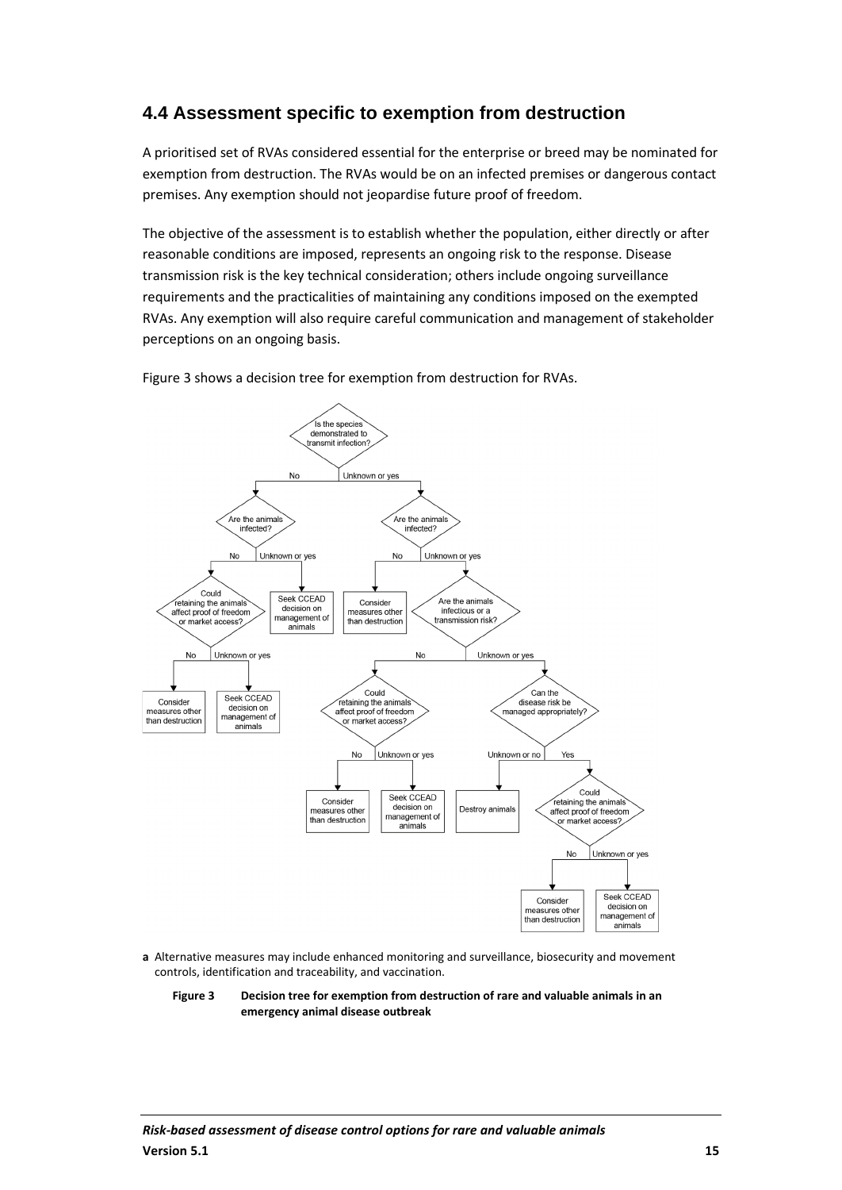## 4.4 Assessment specific to exemption from destruction

A prioritised set of RVAs considered essential for the enterprise or breed may be nominated for exemption from destruction. The RVAs would be on an infected premises or dangerous contact premises. Any exemption should not jeopardise future proof of freedom.

The objective of the assessment is to establish whether the population, either directly or after reasonable conditions are imposed, represents an ongoing risk to the response. Disease transmission risk is the key technical consideration; others include ongoing surveillance requirements and the practicalities of maintaining any conditions imposed on the exempted RVAs. Any exemption will also require careful communication and management of stakeholder perceptions on an ongoing basis.

Figure 3 shows a decision tree for exemption from destruction for RVAs.

- Is the species demonstrated to transmit infection?
  - No → Are the animals infected?
    - No → Could retaining the animals affect proof of freedom or market access?
      - No → Consider measures other than destruction
      - Unknown or yes → Seek CCEAD decision on management of animals
    - Unknown or yes → Seek CCEAD decision on management of animals
  - Unknown or yes → Are the animals infected?
    - No → Consider measures other than destruction
    - Unknown or yes → Are the animals infectious or a transmission risk?
      - No → Could retaining the animals affect proof of freedom or market access?
        - No → Consider measures other than destruction
        - Unknown or yes → Seek CCEAD decision on management of animals
      - Unknown or yes → Can the disease risk be managed appropriately?
        - Unknown or no → Destroy animals
        - Yes → Could retaining the animals affect proof of freedom or market access?
          - No → Consider measures other than destruction
          - Unknown or yes → Seek CCEAD decision on management of animals

**a** Alternative measures may include enhanced monitoring and surveillance, biosecurity and movement controls, identification and traceability, and vaccination.

**Figure 3 Decision tree for exemption from destruction of rare and valuable animals in an emergency animal disease outbreak**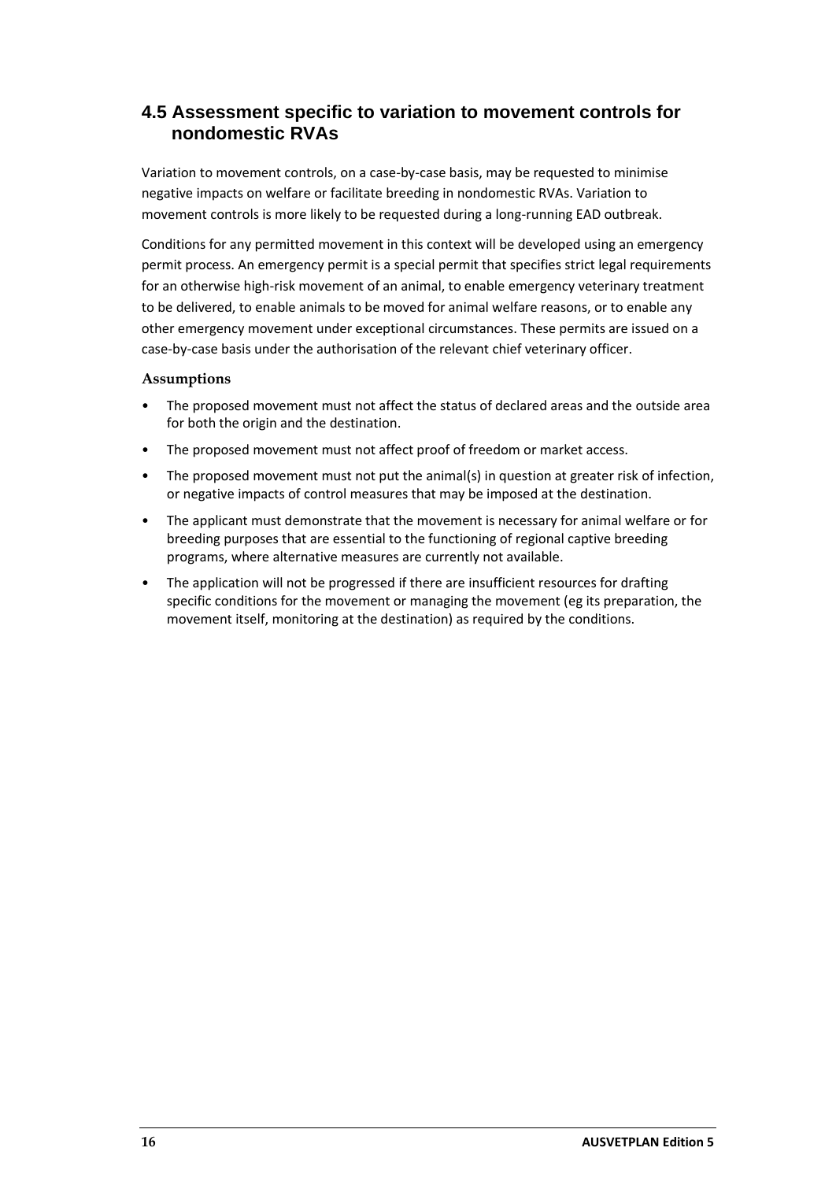## 4.5 Assessment specific to variation to movement controls for nondomestic RVAs

Variation to movement controls, on a case-by-case basis, may be requested to minimise negative impacts on welfare or facilitate breeding in nondomestic RVAs. Variation to movement controls is more likely to be requested during a long-running EAD outbreak.

Conditions for any permitted movement in this context will be developed using an emergency permit process. An emergency permit is a special permit that specifies strict legal requirements for an otherwise high-risk movement of an animal, to enable emergency veterinary treatment to be delivered, to enable animals to be moved for animal welfare reasons, or to enable any other emergency movement under exceptional circumstances. These permits are issued on a case-by-case basis under the authorisation of the relevant chief veterinary officer.

### Assumptions

- The proposed movement must not affect the status of declared areas and the outside area for both the origin and the destination.
- The proposed movement must not affect proof of freedom or market access.
- The proposed movement must not put the animal(s) in question at greater risk of infection, or negative impacts of control measures that may be imposed at the destination.
- The applicant must demonstrate that the movement is necessary for animal welfare or for breeding purposes that are essential to the functioning of regional captive breeding programs, where alternative measures are currently not available.
- The application will not be progressed if there are insufficient resources for drafting specific conditions for the movement or managing the movement (eg its preparation, the movement itself, monitoring at the destination) as required by the conditions.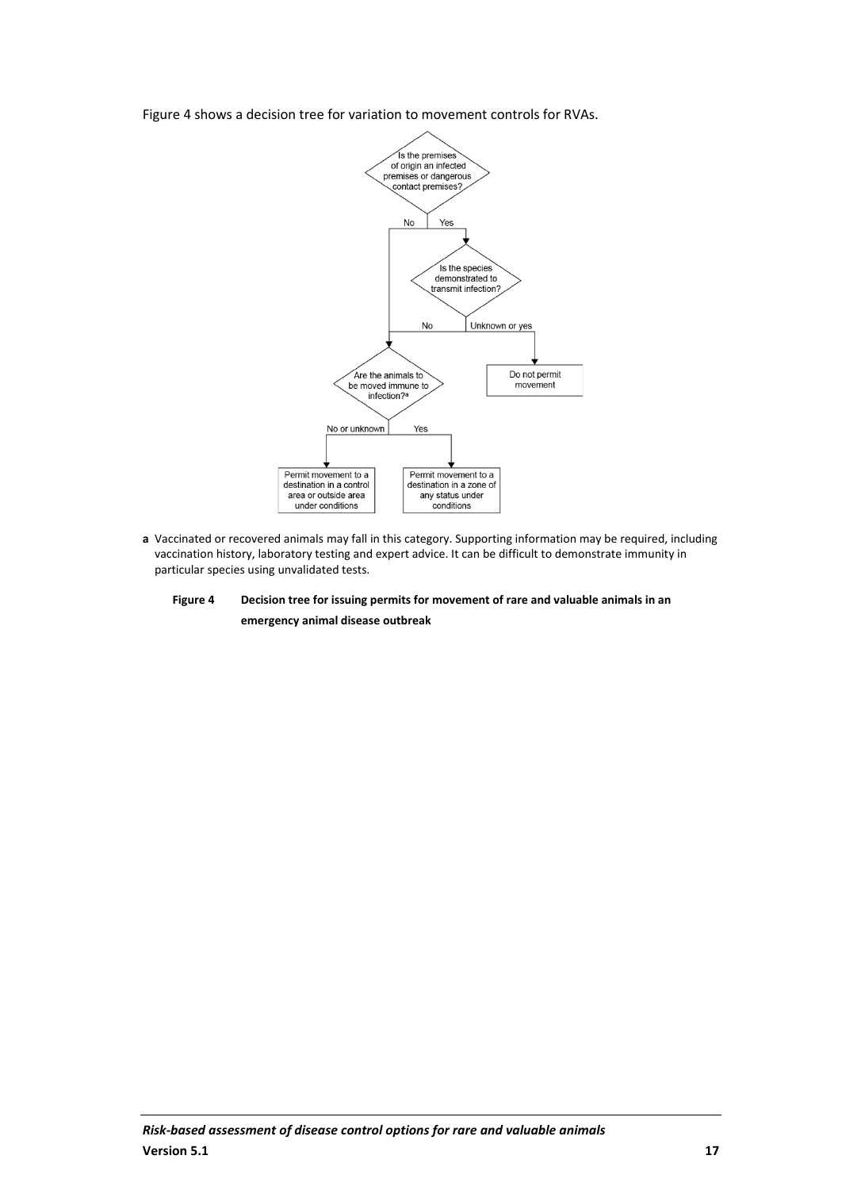Figure 4 shows a decision tree for variation to movement controls for RVAs.

Is the premises of origin an infected premises or dangerous contact premises?

No | Yes

Is the species demonstrated to transmit infection?

No | Unknown or yes

Do not permit movement

Are the animals to be moved immune to infection?[a]

No or unknown | Yes

Permit movement to a destination in a control area or outside area under conditions

Permit movement to a destination in a zone of any status under conditions

**a** Vaccinated or recovered animals may fall in this category. Supporting information may be required, including vaccination history, laboratory testing and expert advice. It can be difficult to demonstrate immunity in particular species using unvalidated tests.

**Figure 4 Decision tree for issuing permits for movement of rare and valuable animals in an emergency animal disease outbreak**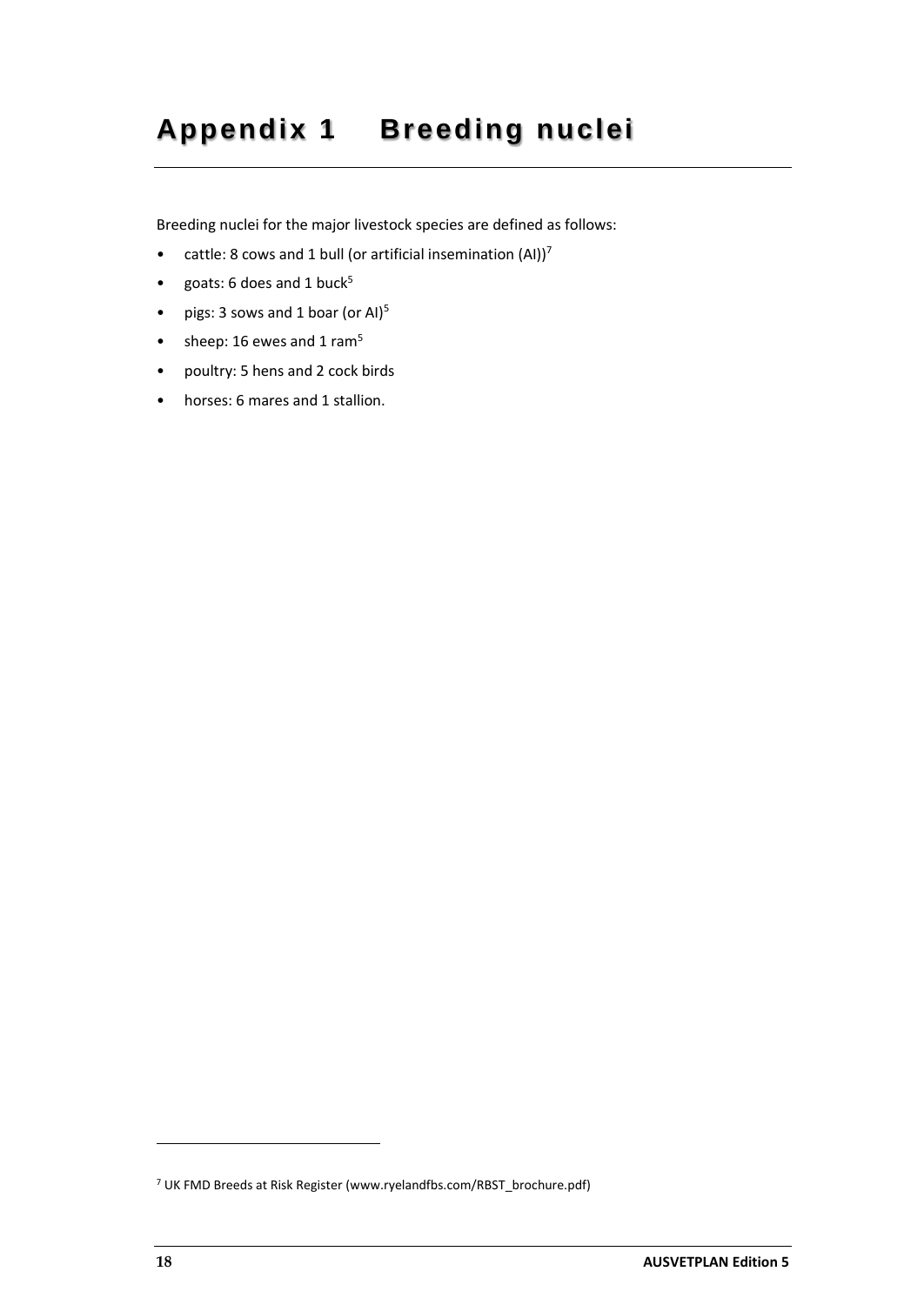# Appendix 1 Breeding nuclei

Breeding nuclei for the major livestock species are defined as follows:

- cattle: 8 cows and 1 bull (or artificial insemination (AI))[7]
- goats: 6 does and 1 buck[5]
- pigs: 3 sows and 1 boar (or AI)[5]
- sheep: 16 ewes and 1 ram[5]
- poultry: 5 hens and 2 cock birds
- horses: 6 mares and 1 stallion.

[7] UK FMD Breeds at Risk Register (www.ryelandfbs.com/RBST_brochure.pdf)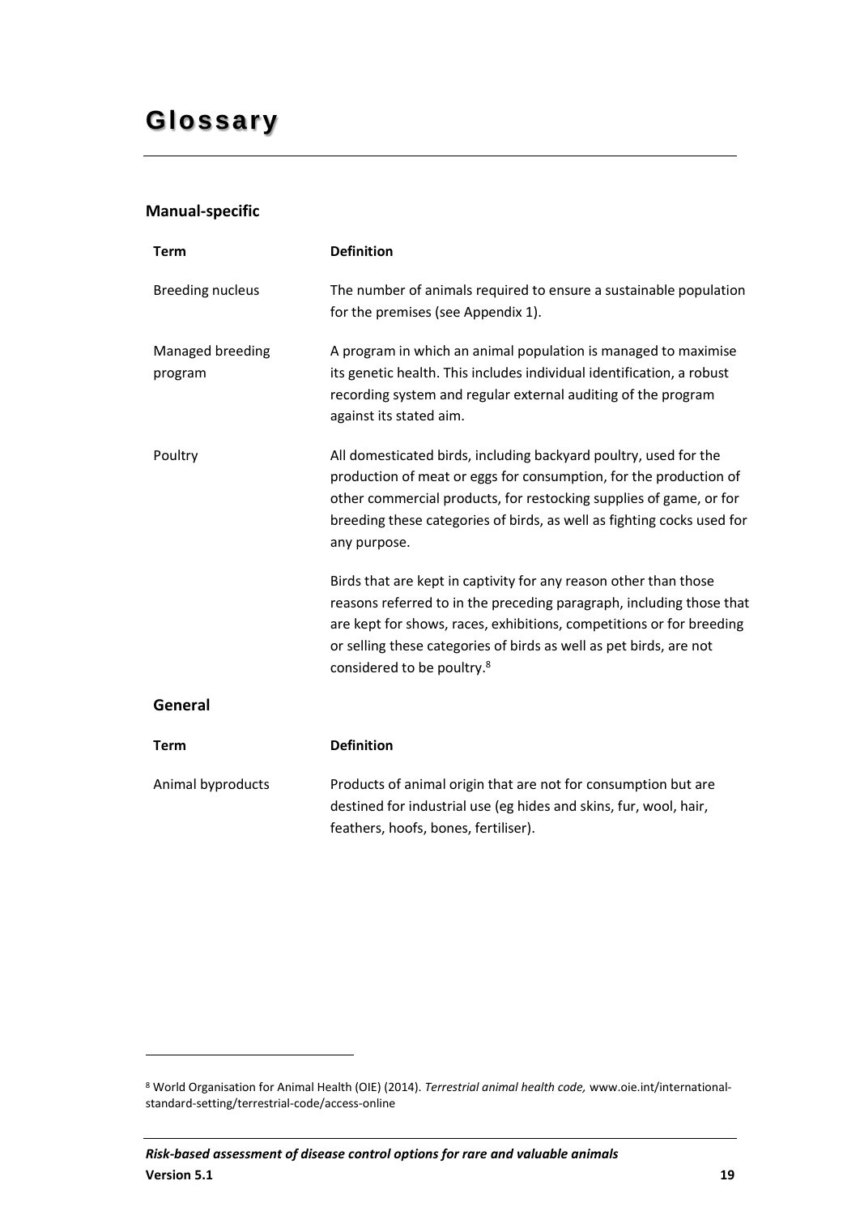# Glossary

### Manual-specific

| Term | Definition |
| --- | --- |
| Breeding nucleus | The number of animals required to ensure a sustainable population for the premises (see Appendix 1). |
| Managed breeding program | A program in which an animal population is managed to maximise its genetic health. This includes individual identification, a robust recording system and regular external auditing of the program against its stated aim. |
| Poultry | All domesticated birds, including backyard poultry, used for the production of meat or eggs for consumption, for the production of other commercial products, for restocking supplies of game, or for breeding these categories of birds, as well as fighting cocks used for any purpose.<br><br>Birds that are kept in captivity for any reason other than those reasons referred to in the preceding paragraph, including those that are kept for shows, races, exhibitions, competitions or for breeding or selling these categories of birds as well as pet birds, are not considered to be poultry.[8] |

### General

| Term | Definition |
| --- | --- |
| Animal byproducts | Products of animal origin that are not for consumption but are destined for industrial use (eg hides and skins, fur, wool, hair, feathers, hoofs, bones, fertiliser). |

[8] World Organisation for Animal Health (OIE) (2014). *Terrestrial animal health code,* www.oie.int/international-standard-setting/terrestrial-code/access-online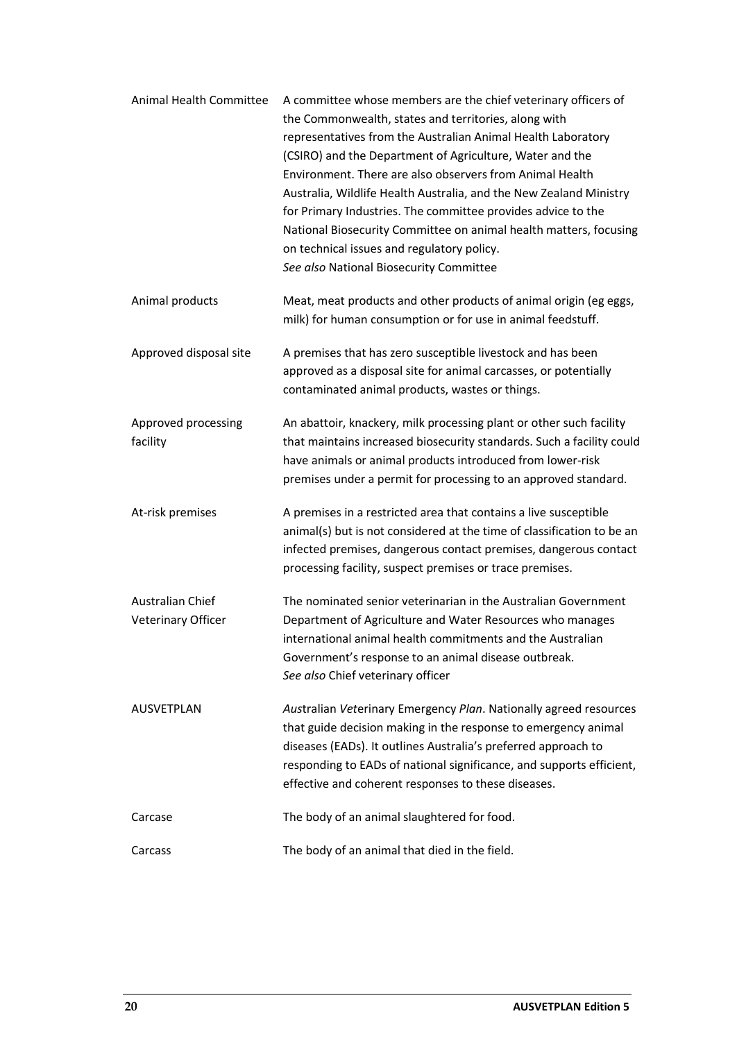| | |
|---|---|
| Animal Health Committee | A committee whose members are the chief veterinary officers of the Commonwealth, states and territories, along with representatives from the Australian Animal Health Laboratory (CSIRO) and the Department of Agriculture, Water and the Environment. There are also observers from Animal Health Australia, Wildlife Health Australia, and the New Zealand Ministry for Primary Industries. The committee provides advice to the National Biosecurity Committee on animal health matters, focusing on technical issues and regulatory policy.<br>*See also* National Biosecurity Committee |
| Animal products | Meat, meat products and other products of animal origin (eg eggs, milk) for human consumption or for use in animal feedstuff. |
| Approved disposal site | A premises that has zero susceptible livestock and has been approved as a disposal site for animal carcasses, or potentially contaminated animal products, wastes or things. |
| Approved processing facility | An abattoir, knackery, milk processing plant or other such facility that maintains increased biosecurity standards. Such a facility could have animals or animal products introduced from lower-risk premises under a permit for processing to an approved standard. |
| At-risk premises | A premises in a restricted area that contains a live susceptible animal(s) but is not considered at the time of classification to be an infected premises, dangerous contact premises, dangerous contact processing facility, suspect premises or trace premises. |
| Australian Chief Veterinary Officer | The nominated senior veterinarian in the Australian Government Department of Agriculture and Water Resources who manages international animal health commitments and the Australian Government's response to an animal disease outbreak.<br>*See also* Chief veterinary officer |
| AUSVETPLAN | *Aus*tralian *Vet*erinary Emergency *Plan*. Nationally agreed resources that guide decision making in the response to emergency animal diseases (EADs). It outlines Australia's preferred approach to responding to EADs of national significance, and supports efficient, effective and coherent responses to these diseases. |
| Carcase | The body of an animal slaughtered for food. |
| Carcass | The body of an animal that died in the field. |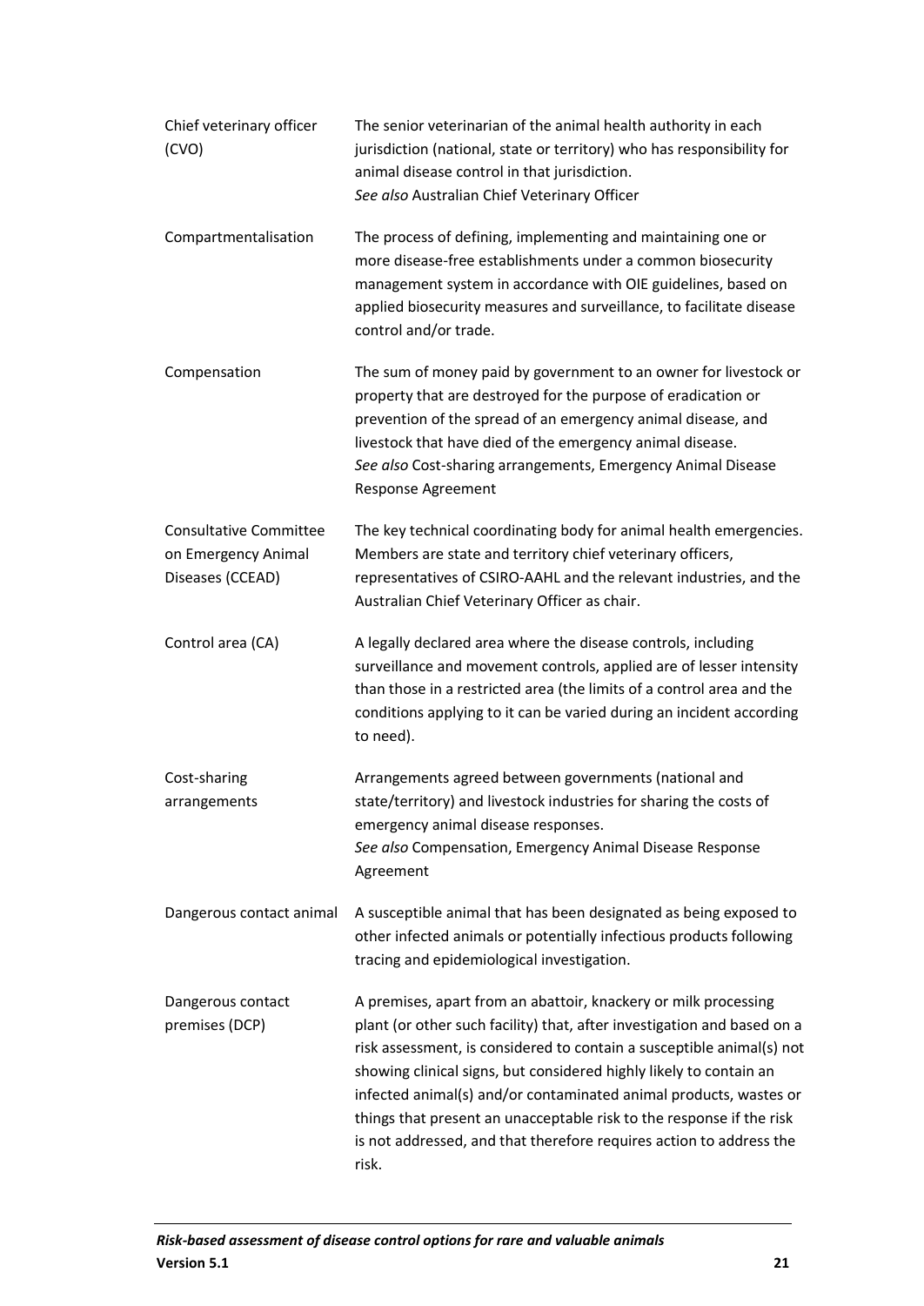| | |
|---|---|
| Chief veterinary officer (CVO) | The senior veterinarian of the animal health authority in each jurisdiction (national, state or territory) who has responsibility for animal disease control in that jurisdiction.<br>*See also* Australian Chief Veterinary Officer |
| Compartmentalisation | The process of defining, implementing and maintaining one or more disease-free establishments under a common biosecurity management system in accordance with OIE guidelines, based on applied biosecurity measures and surveillance, to facilitate disease control and/or trade. |
| Compensation | The sum of money paid by government to an owner for livestock or property that are destroyed for the purpose of eradication or prevention of the spread of an emergency animal disease, and livestock that have died of the emergency animal disease.<br>*See also* Cost-sharing arrangements, Emergency Animal Disease Response Agreement |
| Consultative Committee on Emergency Animal Diseases (CCEAD) | The key technical coordinating body for animal health emergencies. Members are state and territory chief veterinary officers, representatives of CSIRO-AAHL and the relevant industries, and the Australian Chief Veterinary Officer as chair. |
| Control area (CA) | A legally declared area where the disease controls, including surveillance and movement controls, applied are of lesser intensity than those in a restricted area (the limits of a control area and the conditions applying to it can be varied during an incident according to need). |
| Cost-sharing arrangements | Arrangements agreed between governments (national and state/territory) and livestock industries for sharing the costs of emergency animal disease responses.<br>*See also* Compensation, Emergency Animal Disease Response Agreement |
| Dangerous contact animal | A susceptible animal that has been designated as being exposed to other infected animals or potentially infectious products following tracing and epidemiological investigation. |
| Dangerous contact premises (DCP) | A premises, apart from an abattoir, knackery or milk processing plant (or other such facility) that, after investigation and based on a risk assessment, is considered to contain a susceptible animal(s) not showing clinical signs, but considered highly likely to contain an infected animal(s) and/or contaminated animal products, wastes or things that present an unacceptable risk to the response if the risk is not addressed, and that therefore requires action to address the risk. |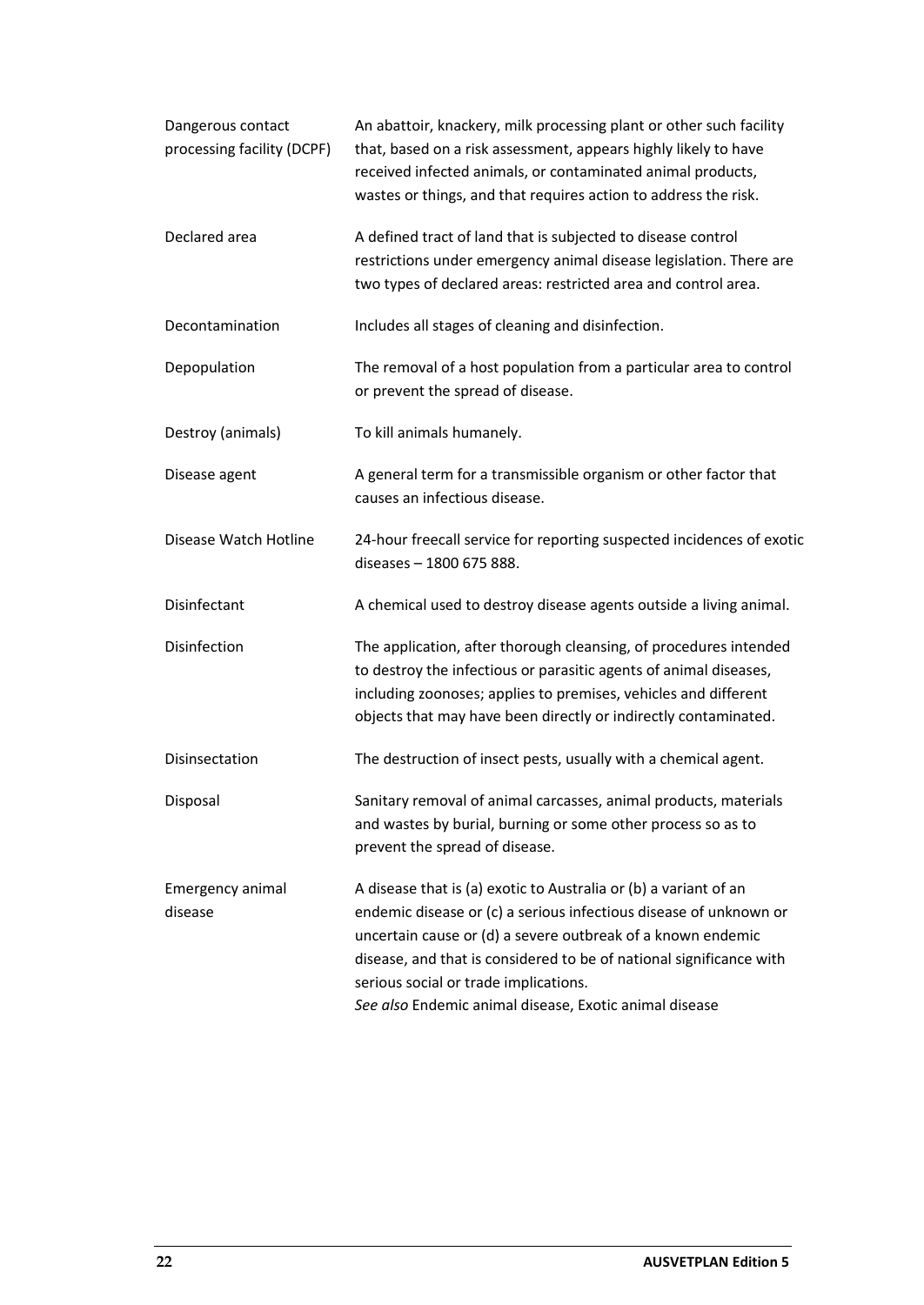| | |
|---|---|
| Dangerous contact processing facility (DCPF) | An abattoir, knackery, milk processing plant or other such facility that, based on a risk assessment, appears highly likely to have received infected animals, or contaminated animal products, wastes or things, and that requires action to address the risk. |
| Declared area | A defined tract of land that is subjected to disease control restrictions under emergency animal disease legislation. There are two types of declared areas: restricted area and control area. |
| Decontamination | Includes all stages of cleaning and disinfection. |
| Depopulation | The removal of a host population from a particular area to control or prevent the spread of disease. |
| Destroy (animals) | To kill animals humanely. |
| Disease agent | A general term for a transmissible organism or other factor that causes an infectious disease. |
| Disease Watch Hotline | 24-hour freecall service for reporting suspected incidences of exotic diseases – 1800 675 888. |
| Disinfectant | A chemical used to destroy disease agents outside a living animal. |
| Disinfection | The application, after thorough cleansing, of procedures intended to destroy the infectious or parasitic agents of animal diseases, including zoonoses; applies to premises, vehicles and different objects that may have been directly or indirectly contaminated. |
| Disinsectation | The destruction of insect pests, usually with a chemical agent. |
| Disposal | Sanitary removal of animal carcasses, animal products, materials and wastes by burial, burning or some other process so as to prevent the spread of disease. |
| Emergency animal disease | A disease that is (a) exotic to Australia or (b) a variant of an endemic disease or (c) a serious infectious disease of unknown or uncertain cause or (d) a severe outbreak of a known endemic disease, and that is considered to be of national significance with serious social or trade implications. *See also* Endemic animal disease, Exotic animal disease |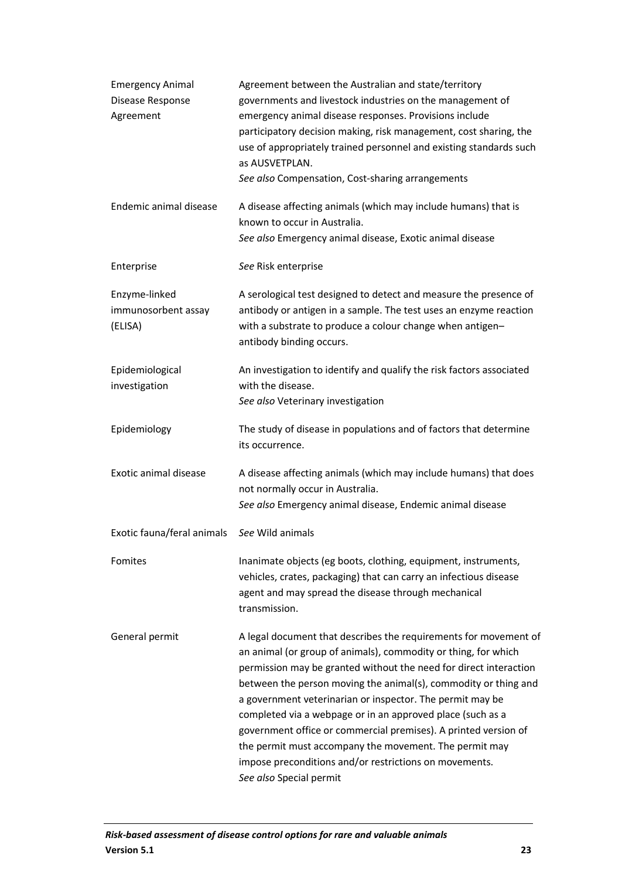| | |
|---|---|
| Emergency Animal Disease Response Agreement | Agreement between the Australian and state/territory governments and livestock industries on the management of emergency animal disease responses. Provisions include participatory decision making, risk management, cost sharing, the use of appropriately trained personnel and existing standards such as AUSVETPLAN.<br>*See also* Compensation, Cost-sharing arrangements |
| Endemic animal disease | A disease affecting animals (which may include humans) that is known to occur in Australia.<br>*See also* Emergency animal disease, Exotic animal disease |
| Enterprise | *See* Risk enterprise |
| Enzyme-linked immunosorbent assay (ELISA) | A serological test designed to detect and measure the presence of antibody or antigen in a sample. The test uses an enzyme reaction with a substrate to produce a colour change when antigen–antibody binding occurs. |
| Epidemiological investigation | An investigation to identify and qualify the risk factors associated with the disease.<br>*See also* Veterinary investigation |
| Epidemiology | The study of disease in populations and of factors that determine its occurrence. |
| Exotic animal disease | A disease affecting animals (which may include humans) that does not normally occur in Australia.<br>*See also* Emergency animal disease, Endemic animal disease |
| Exotic fauna/feral animals | *See* Wild animals |
| Fomites | Inanimate objects (eg boots, clothing, equipment, instruments, vehicles, crates, packaging) that can carry an infectious disease agent and may spread the disease through mechanical transmission. |
| General permit | A legal document that describes the requirements for movement of an animal (or group of animals), commodity or thing, for which permission may be granted without the need for direct interaction between the person moving the animal(s), commodity or thing and a government veterinarian or inspector. The permit may be completed via a webpage or in an approved place (such as a government office or commercial premises). A printed version of the permit must accompany the movement. The permit may impose preconditions and/or restrictions on movements.<br>*See also* Special permit |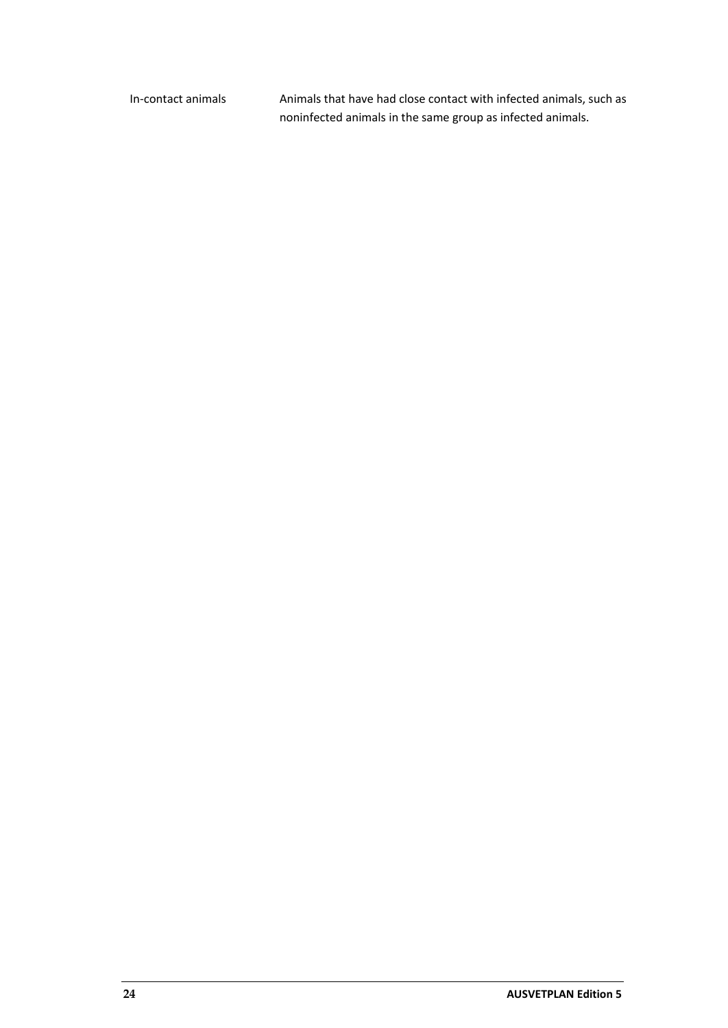| | |
|---|---|
| In-contact animals | Animals that have had close contact with infected animals, such as noninfected animals in the same group as infected animals. |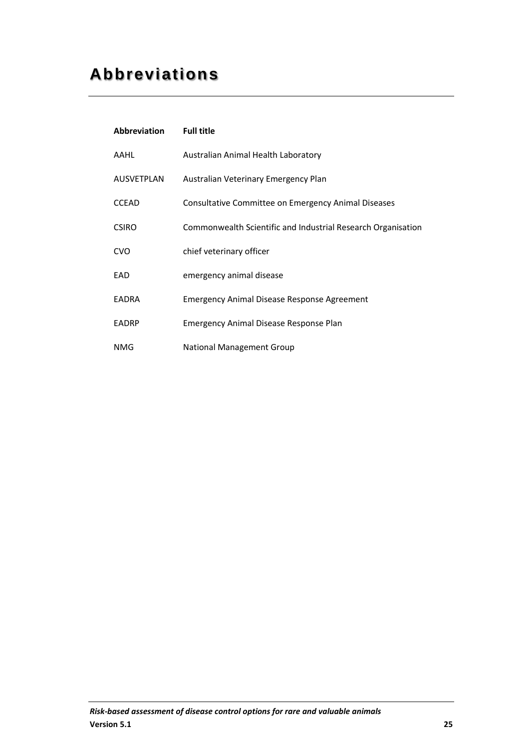# Abbreviations

| Abbreviation | Full title |
| --- | --- |
| AAHL | Australian Animal Health Laboratory |
| AUSVETPLAN | Australian Veterinary Emergency Plan |
| CCEAD | Consultative Committee on Emergency Animal Diseases |
| CSIRO | Commonwealth Scientific and Industrial Research Organisation |
| CVO | chief veterinary officer |
| EAD | emergency animal disease |
| EADRA | Emergency Animal Disease Response Agreement |
| EADRP | Emergency Animal Disease Response Plan |
| NMG | National Management Group |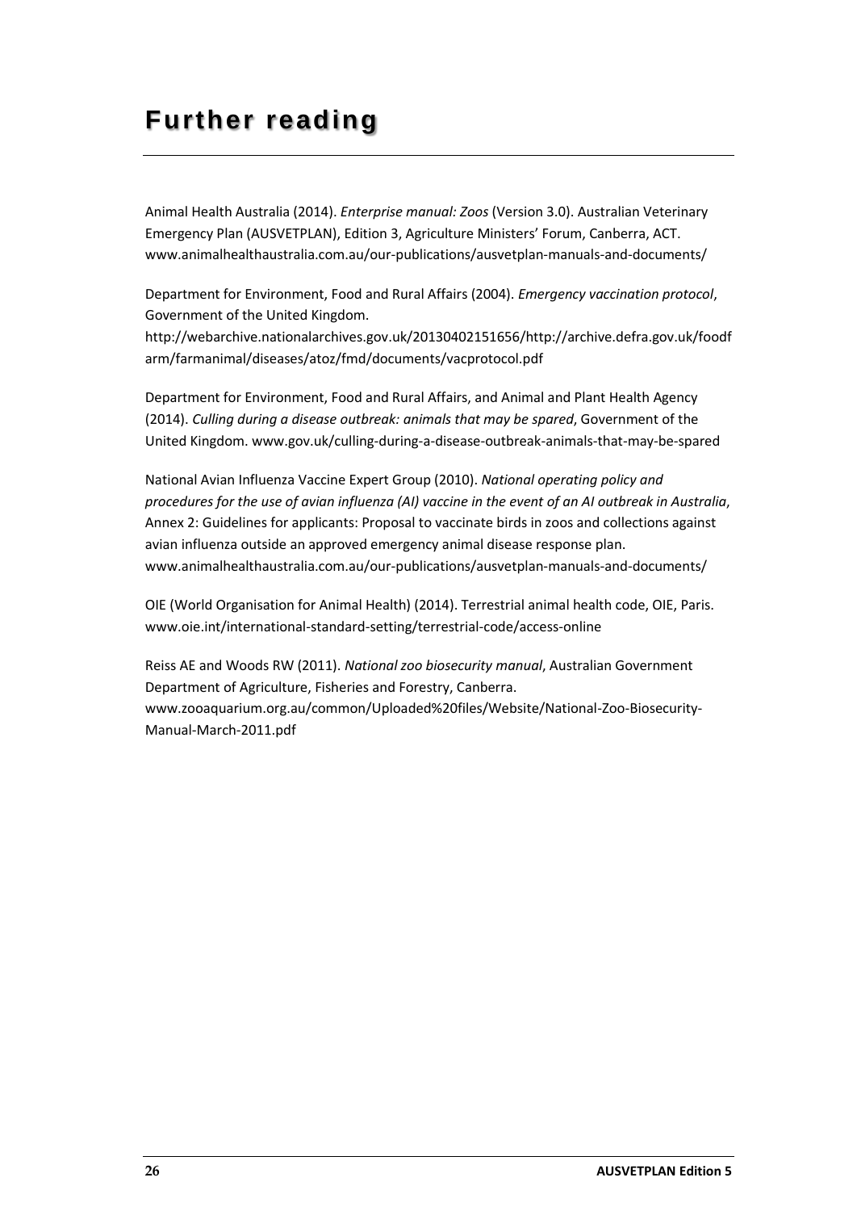# Further reading

Animal Health Australia (2014). *Enterprise manual: Zoos* (Version 3.0). Australian Veterinary Emergency Plan (AUSVETPLAN), Edition 3, Agriculture Ministers' Forum, Canberra, ACT. www.animalhealthaustralia.com.au/our-publications/ausvetplan-manuals-and-documents/

Department for Environment, Food and Rural Affairs (2004). *Emergency vaccination protocol*, Government of the United Kingdom. http://webarchive.nationalarchives.gov.uk/20130402151656/http://archive.defra.gov.uk/foodfarm/farmanimal/diseases/atoz/fmd/documents/vacprotocol.pdf

Department for Environment, Food and Rural Affairs, and Animal and Plant Health Agency (2014). *Culling during a disease outbreak: animals that may be spared*, Government of the United Kingdom. www.gov.uk/culling-during-a-disease-outbreak-animals-that-may-be-spared

National Avian Influenza Vaccine Expert Group (2010). *National operating policy and procedures for the use of avian influenza (AI) vaccine in the event of an AI outbreak in Australia*, Annex 2: Guidelines for applicants: Proposal to vaccinate birds in zoos and collections against avian influenza outside an approved emergency animal disease response plan. www.animalhealthaustralia.com.au/our-publications/ausvetplan-manuals-and-documents/

OIE (World Organisation for Animal Health) (2014). Terrestrial animal health code, OIE, Paris. www.oie.int/international-standard-setting/terrestrial-code/access-online

Reiss AE and Woods RW (2011). *National zoo biosecurity manual*, Australian Government Department of Agriculture, Fisheries and Forestry, Canberra. www.zooaquarium.org.au/common/Uploaded%20files/Website/National-Zoo-Biosecurity-Manual-March-2011.pdf